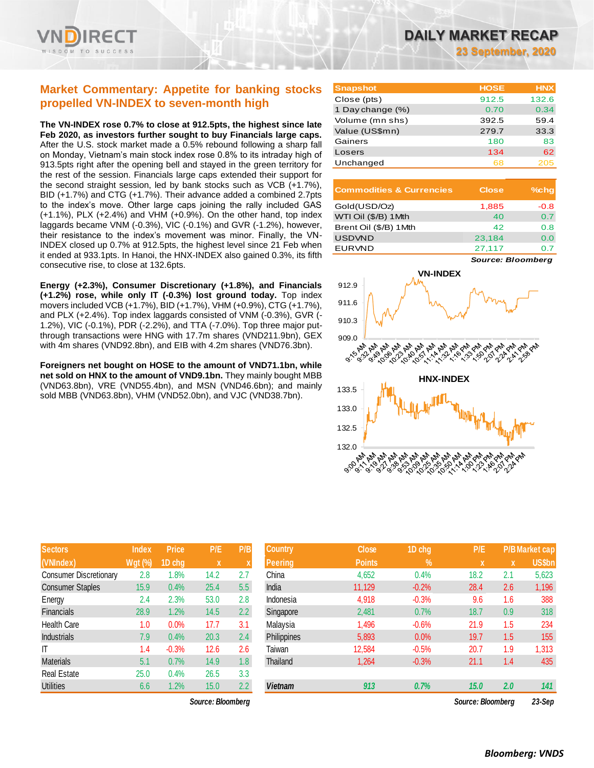# DAILY MARKET RECAP

**23 September, 2020**

## Market Commentary: Appetite for banking stocks propelled VN-INDEX to seven-month high

**The VN-INDEX rose 0.7% to close at 912.5pts, the highest since late Feb 2020, as investors further sought to buy Financials large caps.** After the U.S. stock market made a 0.5% rebound following a sharp fall on Monday, Vietnam's main stock index rose 0.8% to its intraday high of 913.5pts right after the opening bell and stayed in the green territory for the rest of the session. Financials large caps extended their support for the second straight session, led by bank stocks such as VCB (+1.7%), BID (+1.7%) and CTG (+1.7%). Their advance added a combined 2.7pts to the index's move. Other large caps joining the rally included GAS (+1.1%), PLX (+2.4%) and VHM (+0.9%). On the other hand, top index laggards became VNM (-0.3%), VIC (-0.1%) and GVR (-1.2%), however, their resistance to the index's movement was minor. Finally, the VN-INDEX closed up 0.7% at 912.5pts, the highest level since 21 Feb when it ended at 933.1pts. In Hanoi, the HNX-INDEX also gained 0.3%, its fifth consecutive rise, to close at 132.6pts.

**Energy (+2.3%), Consumer Discretionary (+1.8%), and Financials (+1.2%) rose, while only IT (-0.3%) lost ground today.** Top index movers included VCB (+1.7%), BID (+1.7%), VHM (+0.9%), CTG (+1.7%), and PLX (+2.4%). Top index laggards consisted of VNM (-0.3%), GVR (-1.2%), VIC (-0.1%), PDR (-2.2%), and TTA (-7.0%). Top three major put-through transactions were HNG with 17.7m shares (VND211.9bn), GEX with 4m shares (VND92.8bn), and EIB with 4.2m shares (VND76.3bn).

**Foreigners net bought on HOSE to the amount of VND71.1bn, while net sold on HNX to the amount of VND9.1bn.** They mainly bought MBB (VND63.8bn), VRE (VND55.4bn), and MSN (VND46.6bn); and mainly sold MBB (VND63.8bn), VHM (VND52.0bn), and VJC (VND38.7bn).

| Snapshot | HOSE | HNX |
|---|---|---|
| Close (pts) | 912.5 | 132.6 |
| 1 Day change (%) | 0.70 | 0.34 |
| Volume (mn shs) | 392.5 | 59.4 |
| Value (US$mn) | 279.7 | 33.3 |
| Gainers | 180 | 83 |
| Losers | 134 | 62 |
| Unchanged | 68 | 205 |

| Commodities & Currencies | Close | %chg |
|---|---|---|
| Gold(USD/Oz) | 1,885 | -0.8 |
| WTI Oil ($/B) 1Mth | 40 | 0.7 |
| Brent Oil ($/B) 1Mth | 42 | 0.8 |
| USDVND | 23,184 | 0.0 |
| EURVND | 27,117 | 0.7 |

*Source: Bloomberg*

VN-INDEX

912.9
911.6
910.3
909.0

9:15 AM 9:32 AM 9:49 AM 10:06 AM 10:23 AM 10:40 AM 10:57 AM 11:14 AM 11:32 AM 1:16 PM 1:33 PM 1:50 PM 2:07 PM 2:24 PM 2:41 PM 2:58 PM

HNX-INDEX

133.5
133.0
132.5
132.0

9:00 AM 9:11 AM 9:19 AM 9:27 AM 9:38 AM 9:53 AM 10:09 AM 10:25 AM 10:35 AM 10:50 AM 11:14 AM 1:00 PM 1:23 PM 1:46 PM 2:07 PM 2:24 PM

| Sectors (VNIndex) | Index Wgt (%) | Price 1D chg | P/E x | P/B x |
|---|---|---|---|---|
| Consumer Discretionary | 2.8 | 1.8% | 14.2 | 2.7 |
| Consumer Staples | 15.9 | 0.4% | 25.4 | 5.5 |
| Energy | 2.4 | 2.3% | 53.0 | 2.8 |
| Financials | 28.9 | 1.2% | 14.5 | 2.2 |
| Health Care | 1.0 | 0.0% | 17.7 | 3.1 |
| Industrials | 7.9 | 0.4% | 20.3 | 2.4 |
| IT | 1.4 | -0.3% | 12.6 | 2.6 |
| Materials | 5.1 | 0.7% | 14.9 | 1.8 |
| Real Estate | 25.0 | 0.4% | 26.5 | 3.3 |
| Utilities | 6.6 | 1.2% | 15.0 | 2.2 |

*Source: Bloomberg*

| Country Peering | Close Points | 1D chg % | P/E x | P/B x | Market cap US$bn |
|---|---|---|---|---|---|
| China | 4,652 | 0.4% | 18.2 | 2.1 | 5,623 |
| India | 11,129 | -0.2% | 28.4 | 2.6 | 1,196 |
| Indonesia | 4,918 | -0.3% | 9.6 | 1.6 | 388 |
| Singapore | 2,481 | 0.7% | 18.7 | 0.9 | 318 |
| Malaysia | 1,496 | -0.6% | 21.9 | 1.5 | 234 |
| Philippines | 5,893 | 0.0% | 19.7 | 1.5 | 155 |
| Taiwan | 12,584 | -0.5% | 20.7 | 1.9 | 1,313 |
| Thailand | 1,264 | -0.3% | 21.1 | 1.4 | 435 |
| **Vietnam** | **913** | **0.7%** | **15.0** | **2.0** | **141** |

*Source: Bloomberg* *23-Sep*

***Bloomberg: VNDS***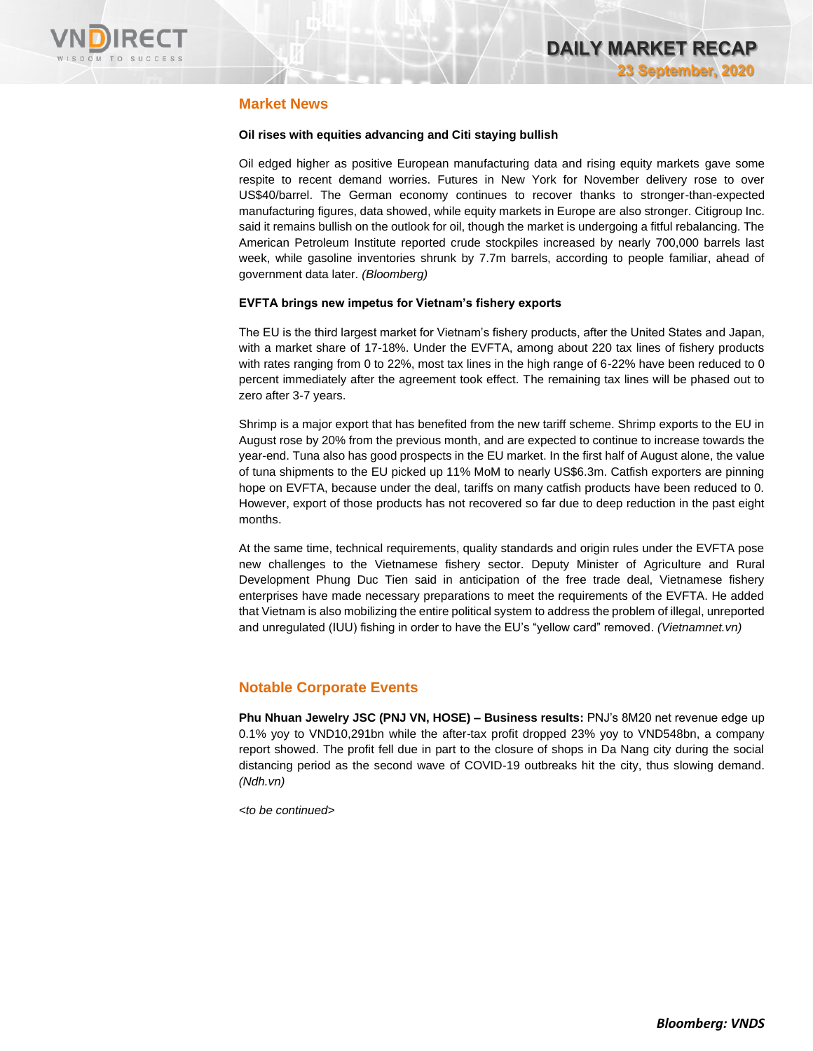## Market News

**Oil rises with equities advancing and Citi staying bullish**

Oil edged higher as positive European manufacturing data and rising equity markets gave some respite to recent demand worries. Futures in New York for November delivery rose to over US$40/barrel. The German economy continues to recover thanks to stronger-than-expected manufacturing figures, data showed, while equity markets in Europe are also stronger. Citigroup Inc. said it remains bullish on the outlook for oil, though the market is undergoing a fitful rebalancing. The American Petroleum Institute reported crude stockpiles increased by nearly 700,000 barrels last week, while gasoline inventories shrunk by 7.7m barrels, according to people familiar, ahead of government data later. *(Bloomberg)*

**EVFTA brings new impetus for Vietnam's fishery exports**

The EU is the third largest market for Vietnam's fishery products, after the United States and Japan, with a market share of 17-18%. Under the EVFTA, among about 220 tax lines of fishery products with rates ranging from 0 to 22%, most tax lines in the high range of 6-22% have been reduced to 0 percent immediately after the agreement took effect. The remaining tax lines will be phased out to zero after 3-7 years.

Shrimp is a major export that has benefited from the new tariff scheme. Shrimp exports to the EU in August rose by 20% from the previous month, and are expected to continue to increase towards the year-end. Tuna also has good prospects in the EU market. In the first half of August alone, the value of tuna shipments to the EU picked up 11% MoM to nearly US$6.3m. Catfish exporters are pinning hope on EVFTA, because under the deal, tariffs on many catfish products have been reduced to 0. However, export of those products has not recovered so far due to deep reduction in the past eight months.

At the same time, technical requirements, quality standards and origin rules under the EVFTA pose new challenges to the Vietnamese fishery sector. Deputy Minister of Agriculture and Rural Development Phung Duc Tien said in anticipation of the free trade deal, Vietnamese fishery enterprises have made necessary preparations to meet the requirements of the EVFTA. He added that Vietnam is also mobilizing the entire political system to address the problem of illegal, unreported and unregulated (IUU) fishing in order to have the EU's "yellow card" removed. *(Vietnamnet.vn)*

## Notable Corporate Events

**Phu Nhuan Jewelry JSC (PNJ VN, HOSE) – Business results:** PNJ's 8M20 net revenue edge up 0.1% yoy to VND10,291bn while the after-tax profit dropped 23% yoy to VND548bn, a company report showed. The profit fell due in part to the closure of shops in Da Nang city during the social distancing period as the second wave of COVID-19 outbreaks hit the city, thus slowing demand. *(Ndh.vn)*

*<to be continued>*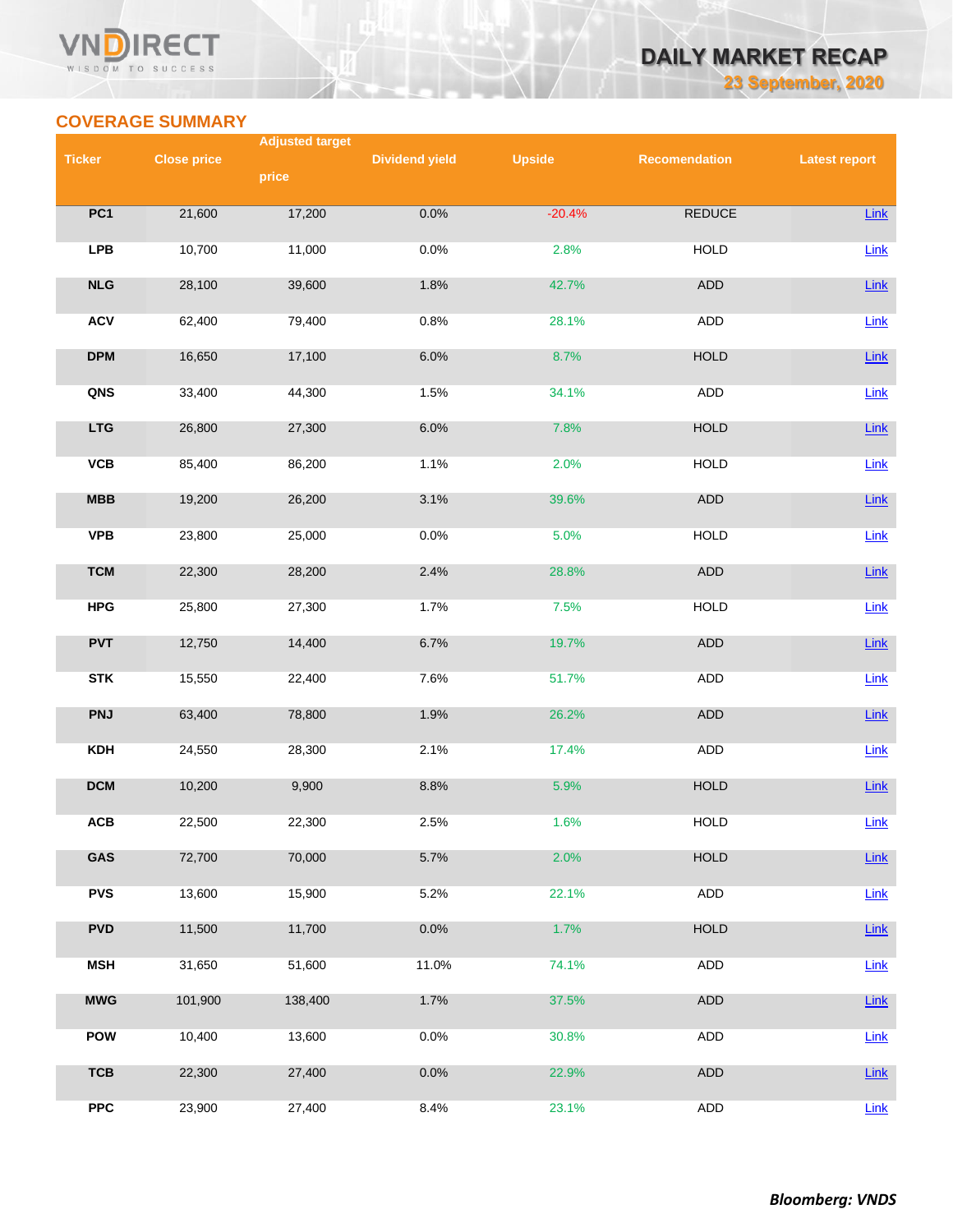## COVERAGE SUMMARY

| Ticker | Close price | Adjusted target price | Dividend yield | Upside | Recomendation | Latest report |
|---|---|---|---|---|---|---|
| PC1 | 21,600 | 17,200 | 0.0% | -20.4% | REDUCE | Link |
| LPB | 10,700 | 11,000 | 0.0% | 2.8% | HOLD | Link |
| NLG | 28,100 | 39,600 | 1.8% | 42.7% | ADD | Link |
| ACV | 62,400 | 79,400 | 0.8% | 28.1% | ADD | Link |
| DPM | 16,650 | 17,100 | 6.0% | 8.7% | HOLD | Link |
| QNS | 33,400 | 44,300 | 1.5% | 34.1% | ADD | Link |
| LTG | 26,800 | 27,300 | 6.0% | 7.8% | HOLD | Link |
| VCB | 85,400 | 86,200 | 1.1% | 2.0% | HOLD | Link |
| MBB | 19,200 | 26,200 | 3.1% | 39.6% | ADD | Link |
| VPB | 23,800 | 25,000 | 0.0% | 5.0% | HOLD | Link |
| TCM | 22,300 | 28,200 | 2.4% | 28.8% | ADD | Link |
| HPG | 25,800 | 27,300 | 1.7% | 7.5% | HOLD | Link |
| PVT | 12,750 | 14,400 | 6.7% | 19.7% | ADD | Link |
| STK | 15,550 | 22,400 | 7.6% | 51.7% | ADD | Link |
| PNJ | 63,400 | 78,800 | 1.9% | 26.2% | ADD | Link |
| KDH | 24,550 | 28,300 | 2.1% | 17.4% | ADD | Link |
| DCM | 10,200 | 9,900 | 8.8% | 5.9% | HOLD | Link |
| ACB | 22,500 | 22,300 | 2.5% | 1.6% | HOLD | Link |
| GAS | 72,700 | 70,000 | 5.7% | 2.0% | HOLD | Link |
| PVS | 13,600 | 15,900 | 5.2% | 22.1% | ADD | Link |
| PVD | 11,500 | 11,700 | 0.0% | 1.7% | HOLD | Link |
| MSH | 31,650 | 51,600 | 11.0% | 74.1% | ADD | Link |
| MWG | 101,900 | 138,400 | 1.7% | 37.5% | ADD | Link |
| POW | 10,400 | 13,600 | 0.0% | 30.8% | ADD | Link |
| TCB | 22,300 | 27,400 | 0.0% | 22.9% | ADD | Link |
| PPC | 23,900 | 27,400 | 8.4% | 23.1% | ADD | Link |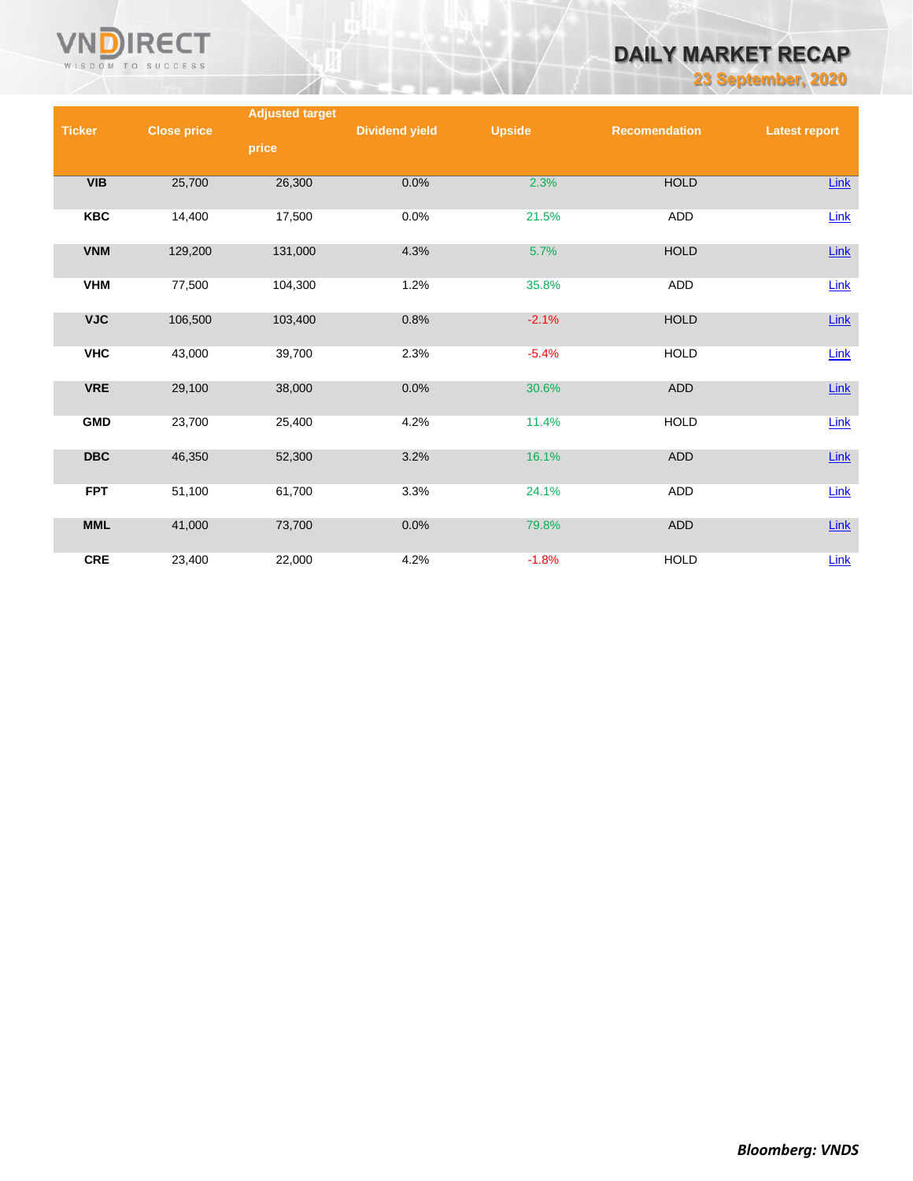| Ticker | Close price | Adjusted target price | Dividend yield | Upside | Recomendation | Latest report |
|---|---|---|---|---|---|---|
| VIB | 25,700 | 26,300 | 0.0% | 2.3% | HOLD | Link |
| KBC | 14,400 | 17,500 | 0.0% | 21.5% | ADD | Link |
| VNM | 129,200 | 131,000 | 4.3% | 5.7% | HOLD | Link |
| VHM | 77,500 | 104,300 | 1.2% | 35.8% | ADD | Link |
| VJC | 106,500 | 103,400 | 0.8% | -2.1% | HOLD | Link |
| VHC | 43,000 | 39,700 | 2.3% | -5.4% | HOLD | Link |
| VRE | 29,100 | 38,000 | 0.0% | 30.6% | ADD | Link |
| GMD | 23,700 | 25,400 | 4.2% | 11.4% | HOLD | Link |
| DBC | 46,350 | 52,300 | 3.2% | 16.1% | ADD | Link |
| FPT | 51,100 | 61,700 | 3.3% | 24.1% | ADD | Link |
| MML | 41,000 | 73,700 | 0.0% | 79.8% | ADD | Link |
| CRE | 23,400 | 22,000 | 4.2% | -1.8% | HOLD | Link |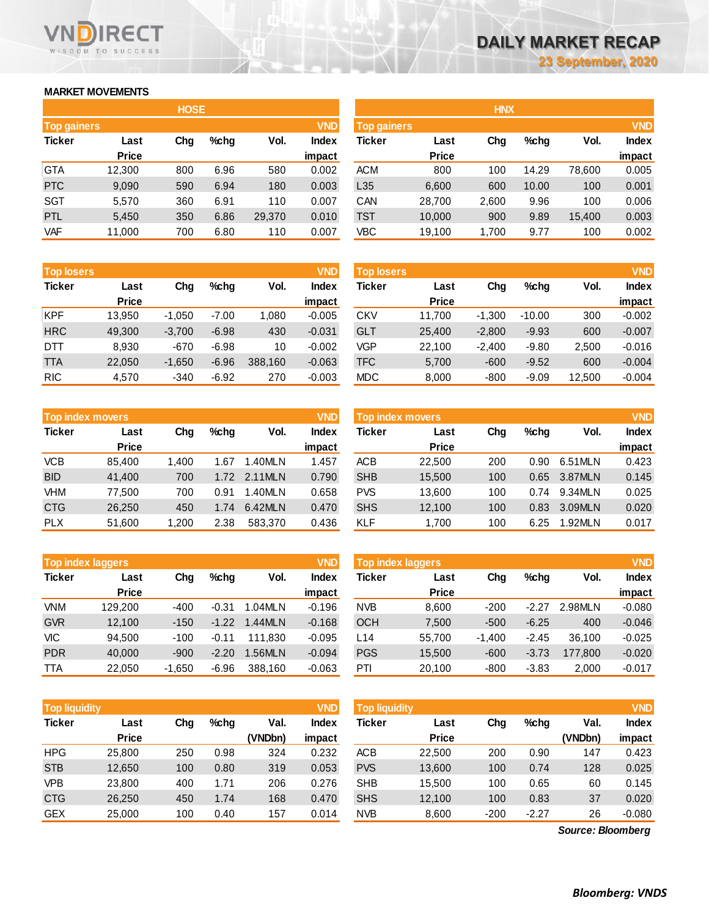# DAILY MARKET RECAP

23 September, 2020

## MARKET MOVEMENTS

### HOSE

**Top gainers** (VND)

| Ticker | Last Price | Chg | %chg | Vol. | Index impact |
|---|---|---|---|---|---|
| GTA | 12,300 | 800 | 6.96 | 580 | 0.002 |
| PTC | 9,090 | 590 | 6.94 | 180 | 0.003 |
| SGT | 5,570 | 360 | 6.91 | 110 | 0.007 |
| PTL | 5,450 | 350 | 6.86 | 29,370 | 0.010 |
| VAF | 11,000 | 700 | 6.80 | 110 | 0.007 |

**Top losers** (VND)

| Ticker | Last Price | Chg | %chg | Vol. | Index impact |
|---|---|---|---|---|---|
| KPF | 13,950 | -1,050 | -7.00 | 1,080 | -0.005 |
| HRC | 49,300 | -3,700 | -6.98 | 430 | -0.031 |
| DTT | 8,930 | -670 | -6.98 | 10 | -0.002 |
| TTA | 22,050 | -1,650 | -6.96 | 388,160 | -0.063 |
| RIC | 4,570 | -340 | -6.92 | 270 | -0.003 |

**Top index movers** (VND)

| Ticker | Last Price | Chg | %chg | Vol. | Index impact |
|---|---|---|---|---|---|
| VCB | 85,400 | 1,400 | 1.67 | 1.40MLN | 1.457 |
| BID | 41,400 | 700 | 1.72 | 2.11MLN | 0.790 |
| VHM | 77,500 | 700 | 0.91 | 1.40MLN | 0.658 |
| CTG | 26,250 | 450 | 1.74 | 6.42MLN | 0.470 |
| PLX | 51,600 | 1,200 | 2.38 | 583,370 | 0.436 |

**Top index laggers** (VND)

| Ticker | Last Price | Chg | %chg | Vol. | Index impact |
|---|---|---|---|---|---|
| VNM | 129,200 | -400 | -0.31 | 1.04MLN | -0.196 |
| GVR | 12,100 | -150 | -1.22 | 1.44MLN | -0.168 |
| VIC | 94,500 | -100 | -0.11 | 111,830 | -0.095 |
| PDR | 40,000 | -900 | -2.20 | 1.56MLN | -0.094 |
| TTA | 22,050 | -1,650 | -6.96 | 388,160 | -0.063 |

**Top liquidity** (VND)

| Ticker | Last Price | Chg | %chg | Val. (VNDbn) | Index impact |
|---|---|---|---|---|---|
| HPG | 25,800 | 250 | 0.98 | 324 | 0.232 |
| STB | 12,650 | 100 | 0.80 | 319 | 0.053 |
| VPB | 23,800 | 400 | 1.71 | 206 | 0.276 |
| CTG | 26,250 | 450 | 1.74 | 168 | 0.470 |
| GEX | 25,000 | 100 | 0.40 | 157 | 0.014 |

### HNX

**Top gainers** (VND)

| Ticker | Last Price | Chg | %chg | Vol. | Index impact |
|---|---|---|---|---|---|
| ACM | 800 | 100 | 14.29 | 78,600 | 0.005 |
| L35 | 6,600 | 600 | 10.00 | 100 | 0.001 |
| CAN | 28,700 | 2,600 | 9.96 | 100 | 0.006 |
| TST | 10,000 | 900 | 9.89 | 15,400 | 0.003 |
| VBC | 19,100 | 1,700 | 9.77 | 100 | 0.002 |

**Top losers** (VND)

| Ticker | Last Price | Chg | %chg | Vol. | Index impact |
|---|---|---|---|---|---|
| CKV | 11,700 | -1,300 | -10.00 | 300 | -0.002 |
| GLT | 25,400 | -2,800 | -9.93 | 600 | -0.007 |
| VGP | 22,100 | -2,400 | -9.80 | 2,500 | -0.016 |
| TFC | 5,700 | -600 | -9.52 | 600 | -0.004 |
| MDC | 8,000 | -800 | -9.09 | 12,500 | -0.004 |

**Top index movers** (VND)

| Ticker | Last Price | Chg | %chg | Vol. | Index impact |
|---|---|---|---|---|---|
| ACB | 22,500 | 200 | 0.90 | 6.51MLN | 0.423 |
| SHB | 15,500 | 100 | 0.65 | 3.87MLN | 0.145 |
| PVS | 13,600 | 100 | 0.74 | 9.34MLN | 0.025 |
| SHS | 12,100 | 100 | 0.83 | 3.09MLN | 0.020 |
| KLF | 1,700 | 100 | 6.25 | 1.92MLN | 0.017 |

**Top index laggers** (VND)

| Ticker | Last Price | Chg | %chg | Vol. | Index impact |
|---|---|---|---|---|---|
| NVB | 8,600 | -200 | -2.27 | 2.98MLN | -0.080 |
| OCH | 7,500 | -500 | -6.25 | 400 | -0.046 |
| L14 | 55,700 | -1,400 | -2.45 | 36,100 | -0.025 |
| PGS | 15,500 | -600 | -3.73 | 177,800 | -0.020 |
| PTI | 20,100 | -800 | -3.83 | 2,000 | -0.017 |

**Top liquidity** (VND)

| Ticker | Last Price | Chg | %chg | Val. (VNDbn) | Index impact |
|---|---|---|---|---|---|
| ACB | 22,500 | 200 | 0.90 | 147 | 0.423 |
| PVS | 13,600 | 100 | 0.74 | 128 | 0.025 |
| SHB | 15,500 | 100 | 0.65 | 60 | 0.145 |
| SHS | 12,100 | 100 | 0.83 | 37 | 0.020 |
| NVB | 8,600 | -200 | -2.27 | 26 | -0.080 |

*Source: Bloomberg*

***Bloomberg: VNDS***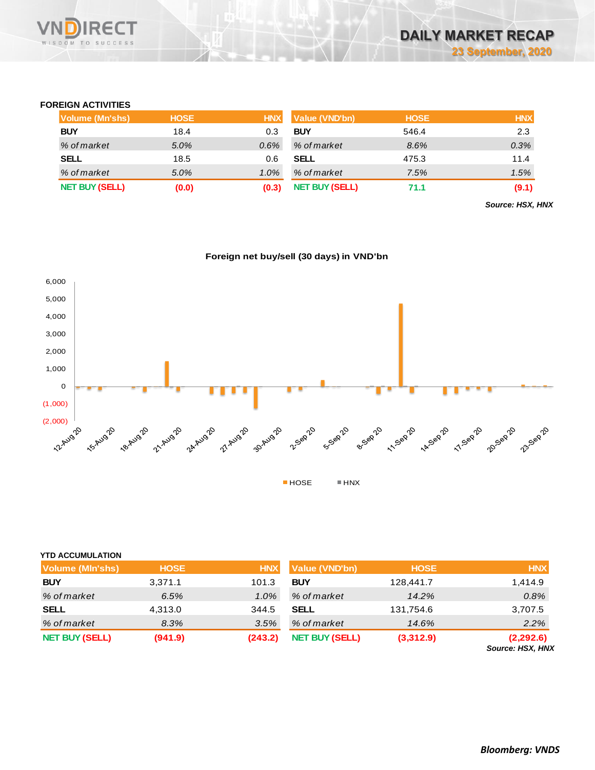## FOREIGN ACTIVITIES

| Volume (Mn'shs) | HOSE | HNX |
|---|---|---|
| BUY | 18.4 | 0.3 |
| % of market | 5.0% | 0.6% |
| SELL | 18.5 | 0.6 |
| % of market | 5.0% | 1.0% |
| NET BUY (SELL) | (0.0) | (0.3) |

| Value (VND'bn) | HOSE | HNX |
|---|---|---|
| BUY | 546.4 | 2.3 |
| % of market | 8.6% | 0.3% |
| SELL | 475.3 | 11.4 |
| % of market | 7.5% | 1.5% |
| NET BUY (SELL) | 71.1 | (9.1) |

*Source: HSX, HNX*

**Foreign net buy/sell (30 days) in VND'bn**

6,000
5,000
4,000
3,000
2,000
1,000
0
(1,000)
(2,000)

12-Aug 20, 15-Aug 20, 18-Aug 20, 21-Aug 20, 24-Aug 20, 27-Aug 20, 30-Aug 20, 2-Sep 20, 5-Sep 20, 8-Sep 20, 11-Sep 20, 14-Sep 20, 17-Sep 20, 20-Sep 20, 23-Sep 20

HOSE HNX

## YTD ACCUMULATION

| Volume (Mln'shs) | HOSE | HNX |
|---|---|---|
| BUY | 3,371.1 | 101.3 |
| % of market | 6.5% | 1.0% |
| SELL | 4,313.0 | 344.5 |
| % of market | 8.3% | 3.5% |
| NET BUY (SELL) | (941.9) | (243.2) |

| Value (VND'bn) | HOSE | HNX |
|---|---|---|
| BUY | 128,441.7 | 1,414.9 |
| % of market | 14.2% | 0.8% |
| SELL | 131,754.6 | 3,707.5 |
| % of market | 14.6% | 2.2% |
| NET BUY (SELL) | (3,312.9) | (2,292.6) |

*Source: HSX, HNX*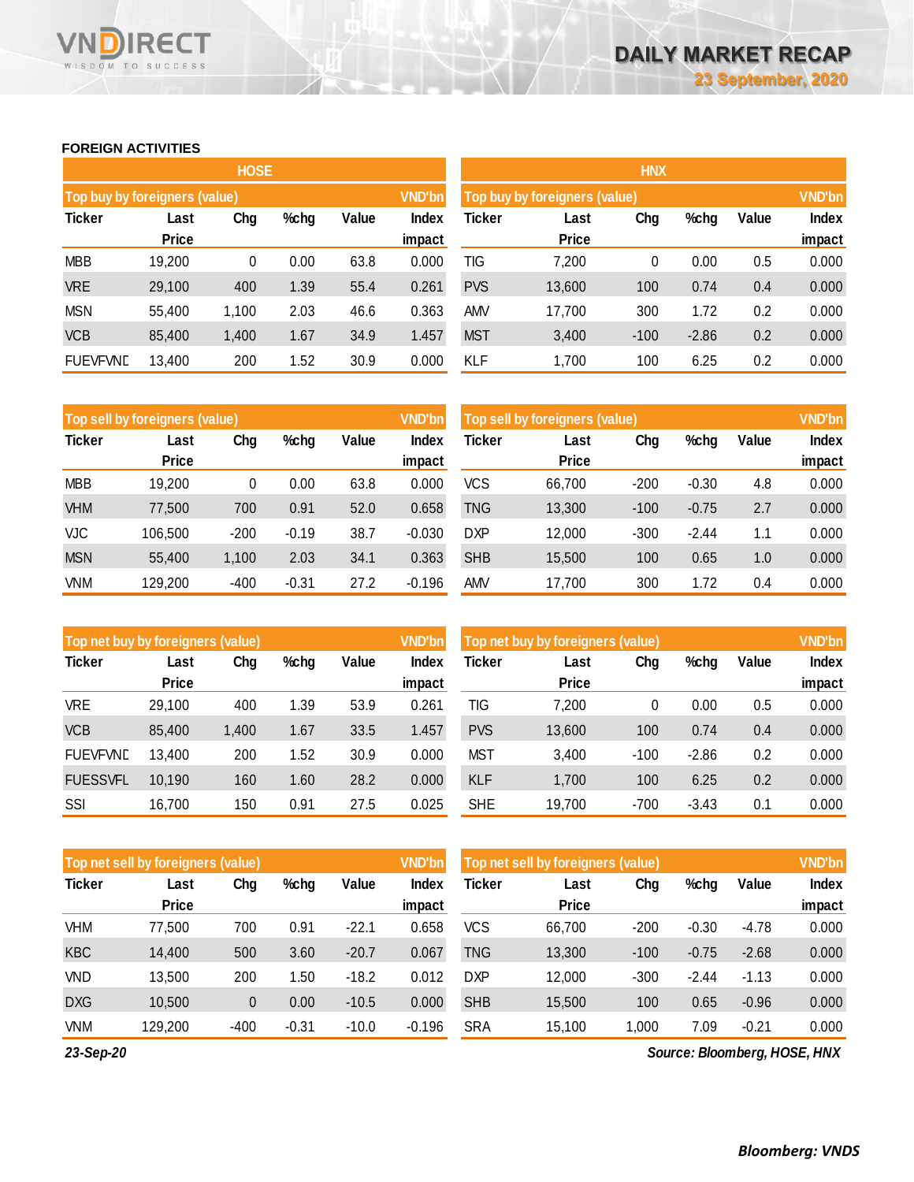# DAILY MARKET RECAP

23 September, 2020

## FOREIGN ACTIVITIES

### HOSE

| Top buy by foreigners (value) | | | | | VND'bn |
|---|---|---|---|---|---|
| Ticker | Last Price | Chg | %chg | Value | Index impact |
| MBB | 19,200 | 0 | 0.00 | 63.8 | 0.000 |
| VRE | 29,100 | 400 | 1.39 | 55.4 | 0.261 |
| MSN | 55,400 | 1,100 | 2.03 | 46.6 | 0.363 |
| VCB | 85,400 | 1,400 | 1.67 | 34.9 | 1.457 |
| FUEVFVNE | 13,400 | 200 | 1.52 | 30.9 | 0.000 |

| Top sell by foreigners (value) | | | | | VND'bn |
|---|---|---|---|---|---|
| Ticker | Last Price | Chg | %chg | Value | Index impact |
| MBB | 19,200 | 0 | 0.00 | 63.8 | 0.000 |
| VHM | 77,500 | 700 | 0.91 | 52.0 | 0.658 |
| VJC | 106,500 | -200 | -0.19 | 38.7 | -0.030 |
| MSN | 55,400 | 1,100 | 2.03 | 34.1 | 0.363 |
| VNM | 129,200 | -400 | -0.31 | 27.2 | -0.196 |

| Top net buy by foreigners (value) | | | | | VND'bn |
|---|---|---|---|---|---|
| Ticker | Last Price | Chg | %chg | Value | Index impact |
| VRE | 29,100 | 400 | 1.39 | 53.9 | 0.261 |
| VCB | 85,400 | 1,400 | 1.67 | 33.5 | 1.457 |
| FUEVFVNE | 13,400 | 200 | 1.52 | 30.9 | 0.000 |
| FUESSVFL | 10,190 | 160 | 1.60 | 28.2 | 0.000 |
| SSI | 16,700 | 150 | 0.91 | 27.5 | 0.025 |

| Top net sell by foreigners (value) | | | | | VND'bn |
|---|---|---|---|---|---|
| Ticker | Last Price | Chg | %chg | Value | Index impact |
| VHM | 77,500 | 700 | 0.91 | -22.1 | 0.658 |
| KBC | 14,400 | 500 | 3.60 | -20.7 | 0.067 |
| VND | 13,500 | 200 | 1.50 | -18.2 | 0.012 |
| DXG | 10,500 | 0 | 0.00 | -10.5 | 0.000 |
| VNM | 129,200 | -400 | -0.31 | -10.0 | -0.196 |

### HNX

| Top buy by foreigners (value) | | | | | VND'bn |
|---|---|---|---|---|---|
| Ticker | Last Price | Chg | %chg | Value | Index impact |
| TIG | 7,200 | 0 | 0.00 | 0.5 | 0.000 |
| PVS | 13,600 | 100 | 0.74 | 0.4 | 0.000 |
| AMV | 17,700 | 300 | 1.72 | 0.2 | 0.000 |
| MST | 3,400 | -100 | -2.86 | 0.2 | 0.000 |
| KLF | 1,700 | 100 | 6.25 | 0.2 | 0.000 |

| Top sell by foreigners (value) | | | | | VND'bn |
|---|---|---|---|---|---|
| Ticker | Last Price | Chg | %chg | Value | Index impact |
| VCS | 66,700 | -200 | -0.30 | 4.8 | 0.000 |
| TNG | 13,300 | -100 | -0.75 | 2.7 | 0.000 |
| DXP | 12,000 | -300 | -2.44 | 1.1 | 0.000 |
| SHB | 15,500 | 100 | 0.65 | 1.0 | 0.000 |
| AMV | 17,700 | 300 | 1.72 | 0.4 | 0.000 |

| Top net buy by foreigners (value) | | | | | VND'bn |
|---|---|---|---|---|---|
| Ticker | Last Price | Chg | %chg | Value | Index impact |
| TIG | 7,200 | 0 | 0.00 | 0.5 | 0.000 |
| PVS | 13,600 | 100 | 0.74 | 0.4 | 0.000 |
| MST | 3,400 | -100 | -2.86 | 0.2 | 0.000 |
| KLF | 1,700 | 100 | 6.25 | 0.2 | 0.000 |
| SHE | 19,700 | -700 | -3.43 | 0.1 | 0.000 |

| Top net sell by foreigners (value) | | | | | VND'bn |
|---|---|---|---|---|---|
| Ticker | Last Price | Chg | %chg | Value | Index impact |
| VCS | 66,700 | -200 | -0.30 | -4.78 | 0.000 |
| TNG | 13,300 | -100 | -0.75 | -2.68 | 0.000 |
| DXP | 12,000 | -300 | -2.44 | -1.13 | 0.000 |
| SHB | 15,500 | 100 | 0.65 | -0.96 | 0.000 |
| SRA | 15,100 | 1,000 | 7.09 | -0.21 | 0.000 |

*23-Sep-20*

*Source: Bloomberg, HOSE, HNX*

***Bloomberg: VNDS***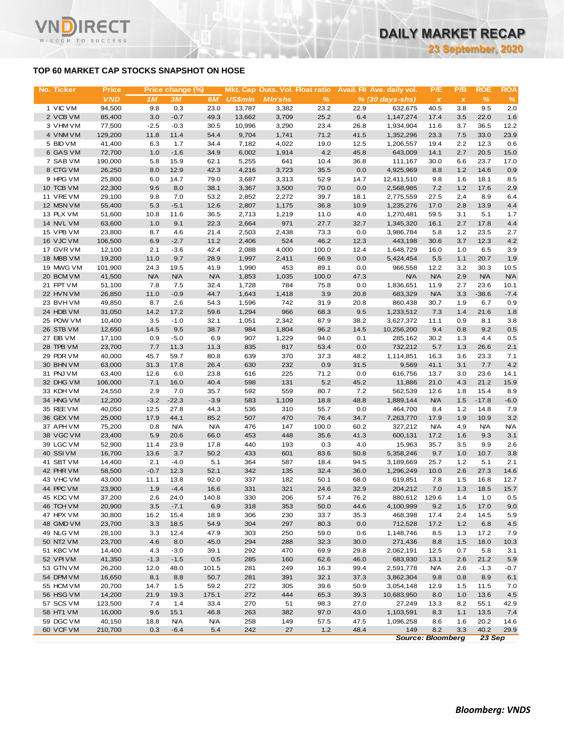## TOP 60 MARKET CAP STOCKS SNAPSHOT ON HOSE

| No. | Ticker | Price | Price change (%) | | | Mkt. Cap | Outs. Vol. | Float ratio | Avail. Fll | Ave. daily vol. | P/E | P/B | ROE | ROA |
|---|---|---|---|---|---|---|---|---|---|---|---|---|---|---|
| | | VND | 1M | 3M | 6M | US$mln | Mln'shs | % | % | (30 days-shs) | x | x | % | % |
| 1 | VIC VM | 94,500 | 9.8 | 0.3 | 23.0 | 13,787 | 3,382 | 23.2 | 22.9 | 632,675 | 40.5 | 3.8 | 9.5 | 2.0 |
| 2 | VCB VM | 85,400 | 3.0 | -0.7 | 49.3 | 13,662 | 3,709 | 25.2 | 6.4 | 1,147,274 | 17.4 | 3.5 | 22.0 | 1.6 |
| 3 | VHM VM | 77,500 | -2.5 | -0.3 | 30.5 | 10,996 | 3,290 | 23.4 | 26.8 | 1,934,904 | 11.6 | 3.7 | 36.5 | 12.2 |
| 4 | VNM VM | 129,200 | 11.8 | 11.4 | 54.4 | 9,704 | 1,741 | 71.2 | 41.5 | 1,352,296 | 23.3 | 7.5 | 33.0 | 23.9 |
| 5 | BID VM | 41,400 | 6.3 | 1.7 | 34.4 | 7,182 | 4,022 | 19.0 | 12.5 | 1,206,557 | 19.4 | 2.2 | 12.3 | 0.6 |
| 6 | GAS VM | 72,700 | 1.0 | -1.6 | 34.9 | 6,002 | 1,914 | 4.2 | 45.8 | 643,009 | 14.1 | 2.7 | 20.5 | 15.0 |
| 7 | SAB VM | 190,000 | 5.8 | 15.9 | 62.1 | 5,255 | 641 | 10.4 | 36.8 | 111,167 | 30.0 | 6.6 | 23.7 | 17.0 |
| 8 | CTG VM | 26,250 | 8.0 | 12.9 | 42.3 | 4,216 | 3,723 | 35.5 | 0.0 | 4,925,969 | 8.8 | 1.2 | 14.6 | 0.9 |
| 9 | HPG VM | 25,800 | 6.0 | 14.7 | 79.0 | 3,687 | 3,313 | 52.9 | 14.7 | 12,411,510 | 9.8 | 1.6 | 18.1 | 8.5 |
| 10 | TCB VM | 22,300 | 9.6 | 8.0 | 38.1 | 3,367 | 3,500 | 70.0 | 0.0 | 2,568,985 | 7.2 | 1.2 | 17.6 | 2.9 |
| 11 | VRE VM | 29,100 | 9.8 | 7.0 | 53.2 | 2,852 | 2,272 | 39.7 | 18.1 | 2,775,559 | 27.5 | 2.4 | 8.9 | 6.4 |
| 12 | MSN VM | 55,400 | 5.3 | -5.1 | 12.6 | 2,807 | 1,175 | 36.8 | 10.9 | 1,235,276 | 17.0 | 2.8 | 13.9 | 4.4 |
| 13 | PLX VM | 51,600 | 10.8 | 11.6 | 36.5 | 2,713 | 1,219 | 11.0 | 4.0 | 1,270,481 | 59.5 | 3.1 | 5.1 | 1.7 |
| 14 | NVL VM | 63,600 | 1.0 | 9.1 | 22.3 | 2,664 | 971 | 27.7 | 32.7 | 1,345,320 | 16.1 | 2.7 | 17.8 | 4.4 |
| 15 | VPB VM | 23,800 | 8.7 | 4.6 | 21.4 | 2,503 | 2,438 | 73.3 | 0.0 | 3,986,784 | 5.8 | 1.2 | 23.5 | 2.7 |
| 16 | VJC VM | 106,500 | 6.9 | -2.7 | 11.2 | 2,406 | 524 | 46.2 | 12.3 | 443,198 | 30.6 | 3.7 | 12.3 | 4.2 |
| 17 | GVR VM | 12,100 | 2.1 | -3.6 | 42.4 | 2,088 | 4,000 | 100.0 | 12.4 | 1,648,729 | 16.0 | 1.0 | 6.5 | 3.9 |
| 18 | MBB VM | 19,200 | 11.0 | 9.7 | 28.9 | 1,997 | 2,411 | 66.9 | 0.0 | 5,424,454 | 5.5 | 1.1 | 20.7 | 1.9 |
| 19 | MWG VM | 101,900 | 24.3 | 19.5 | 41.9 | 1,990 | 453 | 89.1 | 0.0 | 966,558 | 12.2 | 3.2 | 30.3 | 10.5 |
| 20 | BCM VM | 41,500 | N/A | N/A | N/A | 1,853 | 1,035 | 100.0 | 47.3 | N/A | N/A | 2.9 | N/A | N/A |
| 21 | FPT VM | 51,100 | 7.8 | 7.5 | 32.4 | 1,728 | 784 | 75.8 | 0.0 | 1,836,651 | 11.9 | 2.7 | 23.6 | 10.1 |
| 22 | HVN VM | 26,850 | 11.0 | -0.9 | 44.7 | 1,643 | 1,418 | 3.9 | 20.8 | 683,329 | N/A | 3.3 | -38.6 | -7.4 |
| 23 | BVH VM | 49,850 | 8.7 | 2.6 | 54.3 | 1,596 | 742 | 31.9 | 20.8 | 860,438 | 30.7 | 1.9 | 6.7 | 0.9 |
| 24 | HDB VM | 31,050 | 14.2 | 17.2 | 59.6 | 1,294 | 966 | 68.3 | 9.5 | 1,233,512 | 7.3 | 1.4 | 21.6 | 1.8 |
| 25 | POW VM | 10,400 | 3.5 | -1.0 | 32.1 | 1,051 | 2,342 | 87.9 | 38.2 | 3,627,372 | 11.1 | 0.9 | 8.1 | 3.8 |
| 26 | STB VM | 12,650 | 14.5 | 9.5 | 38.7 | 984 | 1,804 | 96.2 | 14.5 | 10,256,200 | 9.4 | 0.8 | 9.2 | 0.5 |
| 27 | EIB VM | 17,100 | 0.9 | -5.0 | 6.9 | 907 | 1,229 | 94.0 | 0.1 | 285,162 | 30.2 | 1.3 | 4.4 | 0.5 |
| 28 | TPB VM | 23,700 | 7.7 | 11.3 | 11.3 | 835 | 817 | 53.4 | 0.0 | 732,212 | 5.7 | 1.3 | 26.6 | 2.1 |
| 29 | PDR VM | 40,000 | 45.7 | 59.7 | 80.8 | 639 | 370 | 37.3 | 48.2 | 1,114,851 | 16.3 | 3.6 | 23.3 | 7.1 |
| 30 | BHN VM | 63,000 | 31.3 | 17.8 | 26.4 | 630 | 232 | 0.9 | 31.5 | 9,569 | 41.1 | 3.1 | 7.7 | 4.2 |
| 31 | PNJ VM | 63,400 | 12.6 | 6.0 | 23.8 | 616 | 225 | 71.2 | 0.0 | 616,756 | 13.7 | 3.0 | 23.6 | 14.1 |
| 32 | DHG VM | 106,000 | 7.1 | 16.0 | 40.4 | 598 | 131 | 5.2 | 45.2 | 11,886 | 21.0 | 4.3 | 21.2 | 15.9 |
| 33 | KDH VM | 24,550 | 2.9 | 7.0 | 35.7 | 592 | 559 | 80.7 | 7.2 | 562,539 | 12.6 | 1.8 | 15.4 | 8.9 |
| 34 | HNG VM | 12,200 | -3.2 | -22.3 | -3.9 | 583 | 1,109 | 18.8 | 48.8 | 1,889,144 | N/A | 1.5 | -17.8 | -6.0 |
| 35 | REE VM | 40,050 | 12.5 | 27.8 | 44.3 | 536 | 310 | 55.7 | 0.0 | 464,700 | 8.4 | 1.2 | 14.8 | 7.9 |
| 36 | GEX VM | 25,000 | 17.9 | 44.1 | 85.2 | 507 | 470 | 76.4 | 34.7 | 7,263,770 | 17.9 | 1.9 | 10.9 | 3.2 |
| 37 | APH VM | 75,200 | 0.8 | N/A | N/A | 476 | 147 | 100.0 | 60.2 | 327,212 | N/A | 4.9 | N/A | N/A |
| 38 | VGC VM | 23,400 | 5.9 | 20.6 | 66.0 | 453 | 448 | 35.6 | 41.3 | 600,131 | 17.2 | 1.6 | 9.3 | 3.1 |
| 39 | LGC VM | 52,900 | 11.4 | 23.9 | 17.8 | 440 | 193 | 0.3 | 4.0 | 15,963 | 35.7 | 3.5 | 9.9 | 2.6 |
| 40 | SSI VM | 16,700 | 13.6 | 3.7 | 50.2 | 433 | 601 | 83.6 | 50.8 | 5,358,246 | 9.7 | 1.0 | 10.7 | 3.8 |
| 41 | SBT VM | 14,400 | 2.1 | -4.0 | 5.1 | 364 | 587 | 18.4 | 94.5 | 3,189,669 | 25.7 | 1.2 | 5.1 | 2.1 |
| 42 | PHR VM | 58,500 | -0.7 | 12.3 | 52.1 | 342 | 135 | 32.4 | 36.0 | 1,296,249 | 10.0 | 2.6 | 27.3 | 14.6 |
| 43 | VHC VM | 43,000 | 11.1 | 13.8 | 92.0 | 337 | 182 | 50.1 | 68.0 | 619,851 | 7.8 | 1.5 | 16.8 | 12.7 |
| 44 | PPC VM | 23,900 | 1.9 | -4.4 | 16.6 | 331 | 321 | 24.6 | 32.9 | 204,212 | 7.0 | 1.3 | 18.5 | 15.7 |
| 45 | KDC VM | 37,200 | 2.6 | 24.0 | 140.8 | 330 | 206 | 57.4 | 76.2 | 880,612 | 129.6 | 1.4 | 1.0 | 0.5 |
| 46 | TCH VM | 20,900 | 3.5 | -7.1 | 6.9 | 318 | 353 | 50.0 | 44.6 | 4,100,999 | 9.2 | 1.5 | 17.0 | 9.0 |
| 47 | HPX VM | 30,800 | 16.2 | 15.4 | 18.9 | 306 | 230 | 33.7 | 35.3 | 468,398 | 17.4 | 2.4 | 14.5 | 5.9 |
| 48 | GMD VM | 23,700 | 3.3 | 18.5 | 54.9 | 304 | 297 | 80.3 | 0.0 | 712,528 | 17.2 | 1.2 | 6.8 | 4.5 |
| 49 | NLG VM | 28,100 | 3.3 | 12.4 | 47.9 | 303 | 250 | 59.0 | 0.6 | 1,148,746 | 8.5 | 1.3 | 17.2 | 7.9 |
| 50 | NT2 VM | 23,700 | 4.6 | 8.0 | 45.0 | 294 | 288 | 32.3 | 30.0 | 271,436 | 8.8 | 1.5 | 18.0 | 10.3 |
| 51 | KBC VM | 14,400 | 4.3 | -3.0 | 39.1 | 292 | 470 | 69.9 | 29.8 | 2,062,191 | 12.5 | 0.7 | 5.8 | 3.1 |
| 52 | VPI VM | 41,350 | -1.3 | -1.5 | 0.5 | 285 | 160 | 62.6 | 46.0 | 683,930 | 13.1 | 2.6 | 21.2 | 5.9 |
| 53 | GTN VM | 26,200 | 12.0 | 48.0 | 101.5 | 281 | 249 | 16.3 | 99.4 | 2,591,778 | N/A | 2.6 | -1.3 | -0.7 |
| 54 | DPM VM | 16,650 | 8.1 | 8.8 | 50.7 | 281 | 391 | 32.1 | 37.3 | 3,862,304 | 9.8 | 0.8 | 8.9 | 6.1 |
| 55 | HCM VM | 20,700 | 14.7 | 1.5 | 59.2 | 272 | 305 | 39.6 | 50.9 | 3,054,148 | 12.9 | 1.5 | 11.5 | 7.0 |
| 56 | HSG VM | 14,200 | 21.9 | 19.3 | 175.1 | 272 | 444 | 65.3 | 39.3 | 10,683,950 | 8.0 | 1.0 | 13.6 | 4.5 |
| 57 | SCS VM | 123,500 | 7.4 | 1.4 | 33.4 | 270 | 51 | 98.3 | 27.0 | 27,249 | 13.3 | 8.2 | 55.1 | 42.9 |
| 58 | HT1 VM | 16,000 | 9.6 | 15.1 | 46.8 | 263 | 382 | 97.0 | 43.0 | 1,103,591 | 8.3 | 1.1 | 13.5 | 7.4 |
| 59 | DGC VM | 40,150 | 18.8 | N/A | N/A | 258 | 149 | 57.5 | 47.5 | 1,096,258 | 8.6 | 1.6 | 20.2 | 14.6 |
| 60 | VCF VM | 210,700 | 0.3 | -6.4 | 5.4 | 242 | 27 | 1.2 | 48.4 | 149 | 8.2 | 3.3 | 40.2 | 29.9 |

*Source: Bloomberg* *23 Sep*

***Bloomberg: VNDS***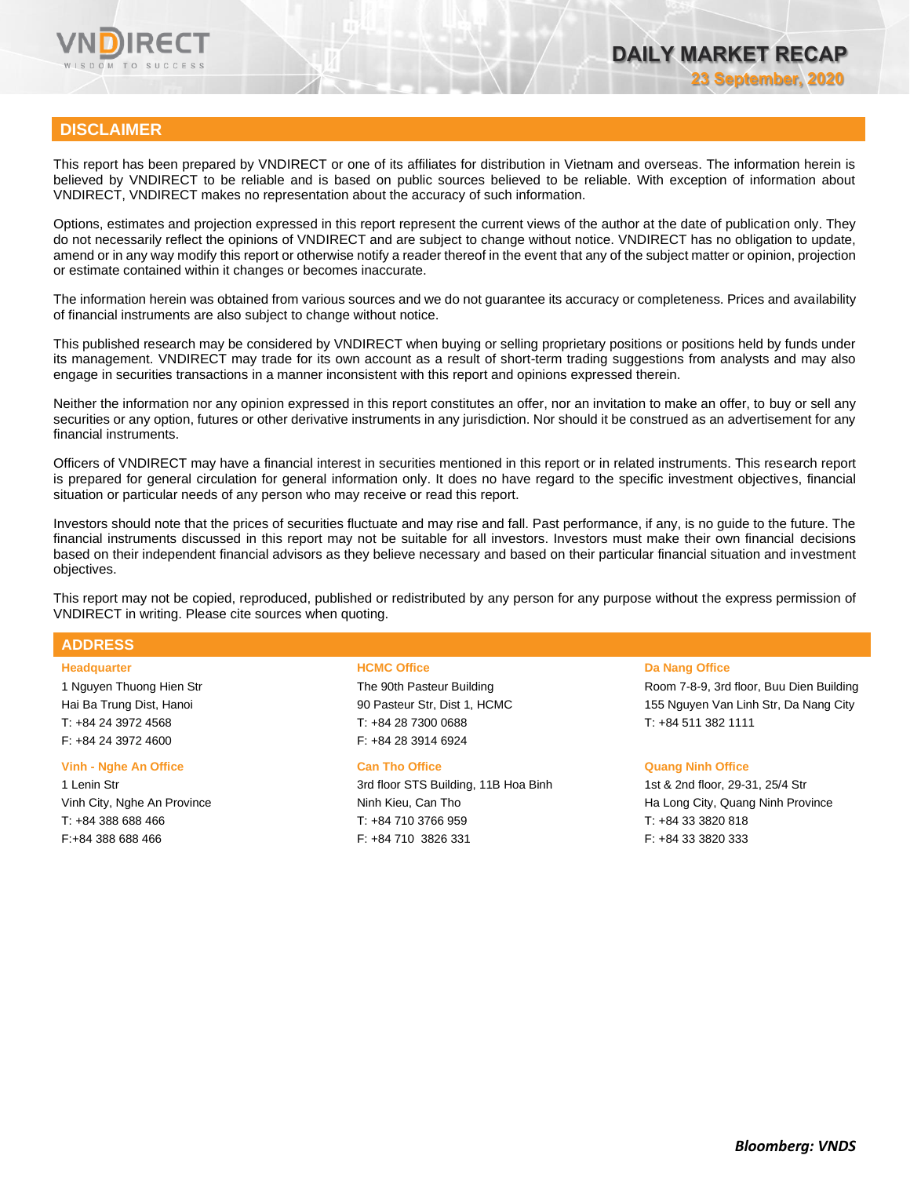## DISCLAIMER

This report has been prepared by VNDIRECT or one of its affiliates for distribution in Vietnam and overseas. The information herein is believed by VNDIRECT to be reliable and is based on public sources believed to be reliable. With exception of information about VNDIRECT, VNDIRECT makes no representation about the accuracy of such information.

Options, estimates and projection expressed in this report represent the current views of the author at the date of publication only. They do not necessarily reflect the opinions of VNDIRECT and are subject to change without notice. VNDIRECT has no obligation to update, amend or in any way modify this report or otherwise notify a reader thereof in the event that any of the subject matter or opinion, projection or estimate contained within it changes or becomes inaccurate.

The information herein was obtained from various sources and we do not guarantee its accuracy or completeness. Prices and availability of financial instruments are also subject to change without notice.

This published research may be considered by VNDIRECT when buying or selling proprietary positions or positions held by funds under its management. VNDIRECT may trade for its own account as a result of short-term trading suggestions from analysts and may also engage in securities transactions in a manner inconsistent with this report and opinions expressed therein.

Neither the information nor any opinion expressed in this report constitutes an offer, nor an invitation to make an offer, to buy or sell any securities or any option, futures or other derivative instruments in any jurisdiction. Nor should it be construed as an advertisement for any financial instruments.

Officers of VNDIRECT may have a financial interest in securities mentioned in this report or in related instruments. This research report is prepared for general circulation for general information only. It does no have regard to the specific investment objectives, financial situation or particular needs of any person who may receive or read this report.

Investors should note that the prices of securities fluctuate and may rise and fall. Past performance, if any, is no guide to the future. The financial instruments discussed in this report may not be suitable for all investors. Investors must make their own financial decisions based on their independent financial advisors as they believe necessary and based on their particular financial situation and investment objectives.

This report may not be copied, reproduced, published or redistributed by any person for any purpose without the express permission of VNDIRECT in writing. Please cite sources when quoting.

## ADDRESS

**Headquarter**
1 Nguyen Thuong Hien Str
Hai Ba Trung Dist, Hanoi
T: +84 24 3972 4568
F: +84 24 3972 4600

**HCMC Office**
The 90th Pasteur Building
90 Pasteur Str, Dist 1, HCMC
T: +84 28 7300 0688
F: +84 28 3914 6924

**Da Nang Office**
Room 7-8-9, 3rd floor, Buu Dien Building
155 Nguyen Van Linh Str, Da Nang City
T: +84 511 382 1111

**Vinh - Nghe An Office**
1 Lenin Str
Vinh City, Nghe An Province
T: +84 388 688 466
F:+84 388 688 466

**Can Tho Office**
3rd floor STS Building, 11B Hoa Binh
Ninh Kieu, Can Tho
T: +84 710 3766 959
F: +84 710 3826 331

**Quang Ninh Office**
1st & 2nd floor, 29-31, 25/4 Str
Ha Long City, Quang Ninh Province
T: +84 33 3820 818
F: +84 33 3820 333

***Bloomberg: VNDS***